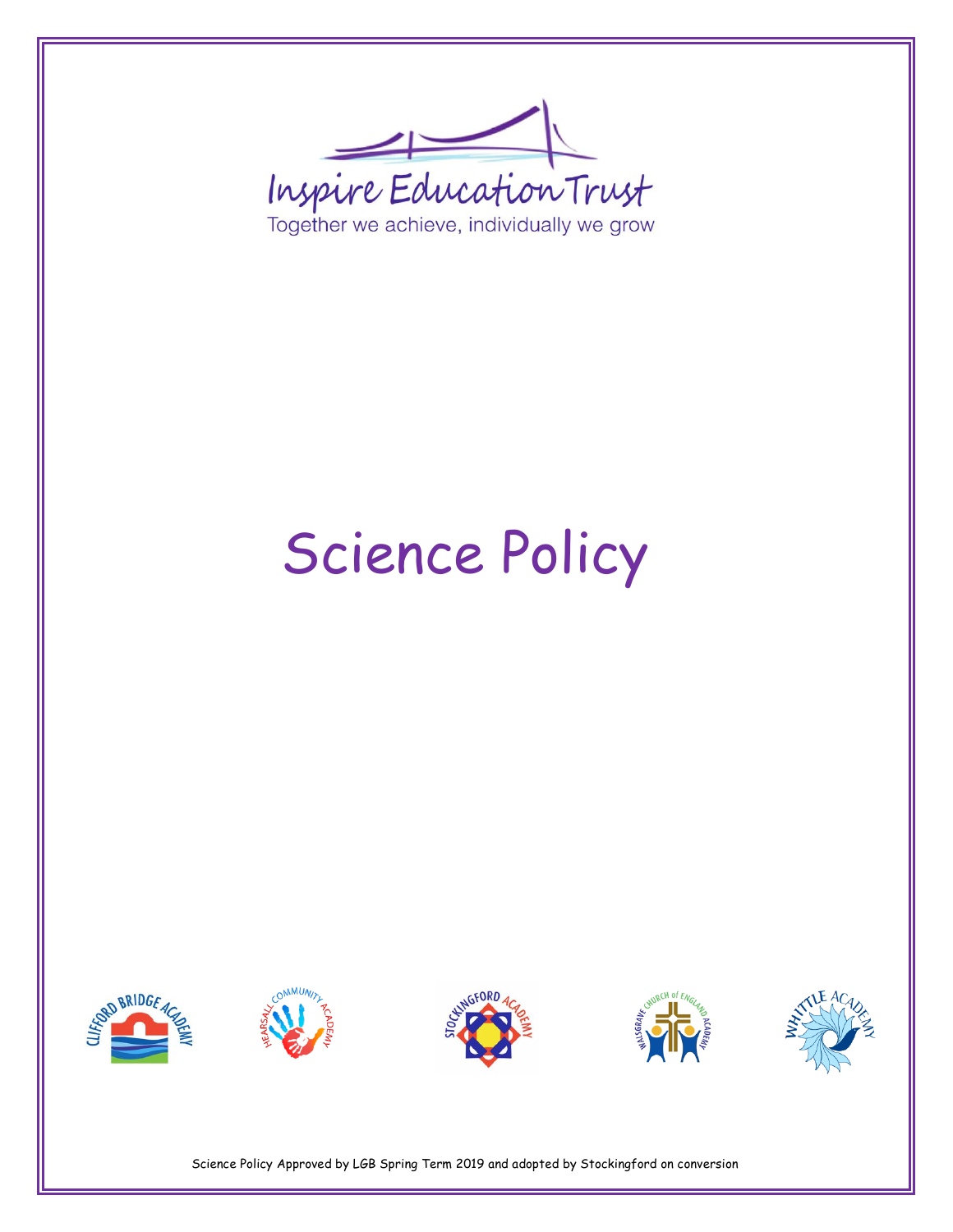Inspire Education Trust

Together we achieve, individually we grow

# Science Policy

Science Policy Approved by LGB Spring Term 2019 and adopted by Stockingford on conversion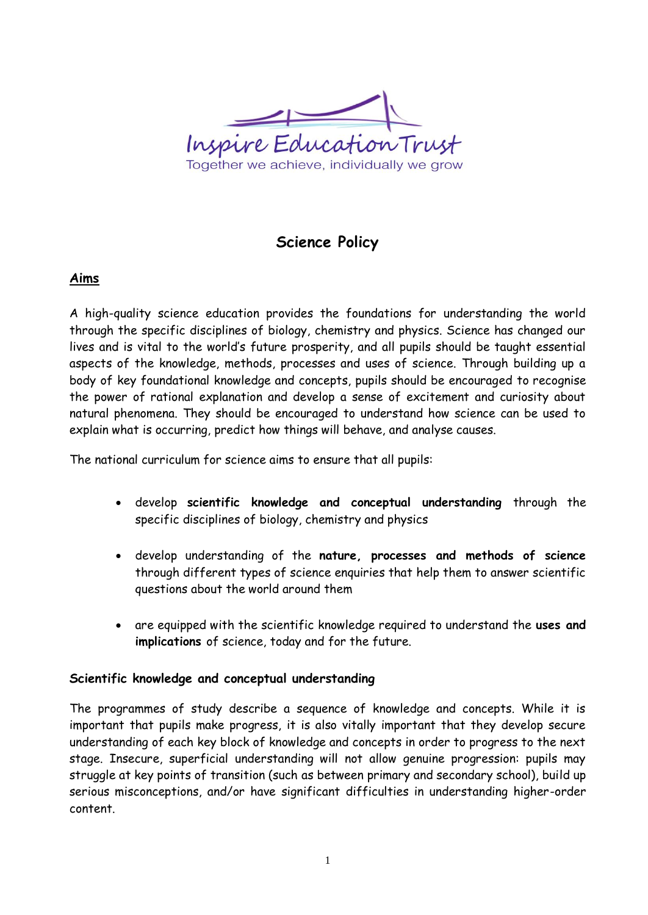Inspire Education Trust

Together we achieve, individually we grow

# Science Policy

## Aims

A high-quality science education provides the foundations for understanding the world through the specific disciplines of biology, chemistry and physics. Science has changed our lives and is vital to the world's future prosperity, and all pupils should be taught essential aspects of the knowledge, methods, processes and uses of science. Through building up a body of key foundational knowledge and concepts, pupils should be encouraged to recognise the power of rational explanation and develop a sense of excitement and curiosity about natural phenomena. They should be encouraged to understand how science can be used to explain what is occurring, predict how things will behave, and analyse causes.

The national curriculum for science aims to ensure that all pupils:

- develop **scientific knowledge and conceptual understanding** through the specific disciplines of biology, chemistry and physics
- develop understanding of the **nature, processes and methods of science** through different types of science enquiries that help them to answer scientific questions about the world around them
- are equipped with the scientific knowledge required to understand the **uses and implications** of science, today and for the future.

### Scientific knowledge and conceptual understanding

The programmes of study describe a sequence of knowledge and concepts. While it is important that pupils make progress, it is also vitally important that they develop secure understanding of each key block of knowledge and concepts in order to progress to the next stage. Insecure, superficial understanding will not allow genuine progression: pupils may struggle at key points of transition (such as between primary and secondary school), build up serious misconceptions, and/or have significant difficulties in understanding higher-order content.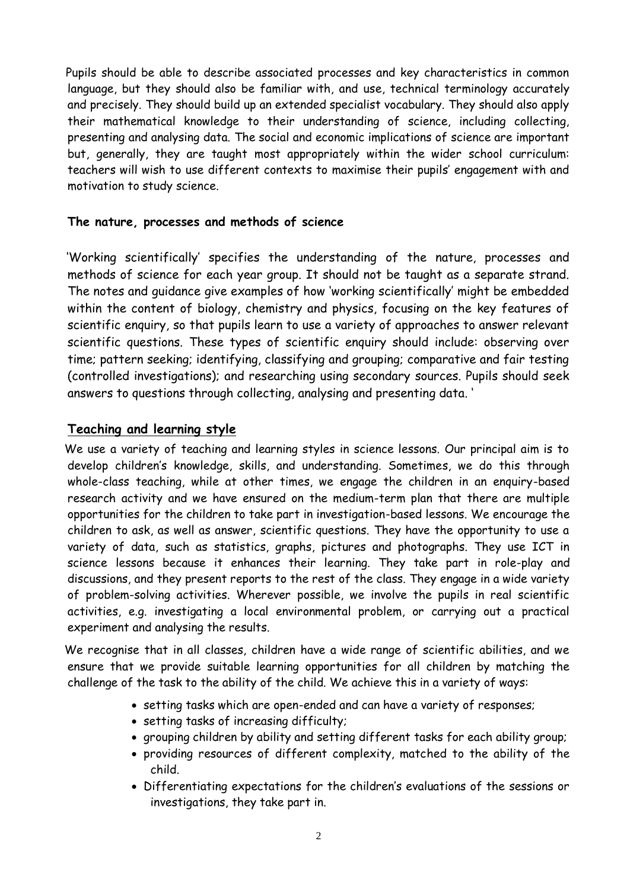Pupils should be able to describe associated processes and key characteristics in common language, but they should also be familiar with, and use, technical terminology accurately and precisely. They should build up an extended specialist vocabulary. They should also apply their mathematical knowledge to their understanding of science, including collecting, presenting and analysing data. The social and economic implications of science are important but, generally, they are taught most appropriately within the wider school curriculum: teachers will wish to use different contexts to maximise their pupils' engagement with and motivation to study science.

**The nature, processes and methods of science**

'Working scientifically' specifies the understanding of the nature, processes and methods of science for each year group. It should not be taught as a separate strand. The notes and guidance give examples of how 'working scientifically' might be embedded within the content of biology, chemistry and physics, focusing on the key features of scientific enquiry, so that pupils learn to use a variety of approaches to answer relevant scientific questions. These types of scientific enquiry should include: observing over time; pattern seeking; identifying, classifying and grouping; comparative and fair testing (controlled investigations); and researching using secondary sources. Pupils should seek answers to questions through collecting, analysing and presenting data. '

## Teaching and learning style

We use a variety of teaching and learning styles in science lessons. Our principal aim is to develop children's knowledge, skills, and understanding. Sometimes, we do this through whole-class teaching, while at other times, we engage the children in an enquiry-based research activity and we have ensured on the medium-term plan that there are multiple opportunities for the children to take part in investigation-based lessons. We encourage the children to ask, as well as answer, scientific questions. They have the opportunity to use a variety of data, such as statistics, graphs, pictures and photographs. They use ICT in science lessons because it enhances their learning. They take part in role-play and discussions, and they present reports to the rest of the class. They engage in a wide variety of problem-solving activities. Wherever possible, we involve the pupils in real scientific activities, e.g. investigating a local environmental problem, or carrying out a practical experiment and analysing the results.

We recognise that in all classes, children have a wide range of scientific abilities, and we ensure that we provide suitable learning opportunities for all children by matching the challenge of the task to the ability of the child. We achieve this in a variety of ways:

- setting tasks which are open-ended and can have a variety of responses;
- setting tasks of increasing difficulty;
- grouping children by ability and setting different tasks for each ability group;
- providing resources of different complexity, matched to the ability of the child.
- Differentiating expectations for the children's evaluations of the sessions or investigations, they take part in.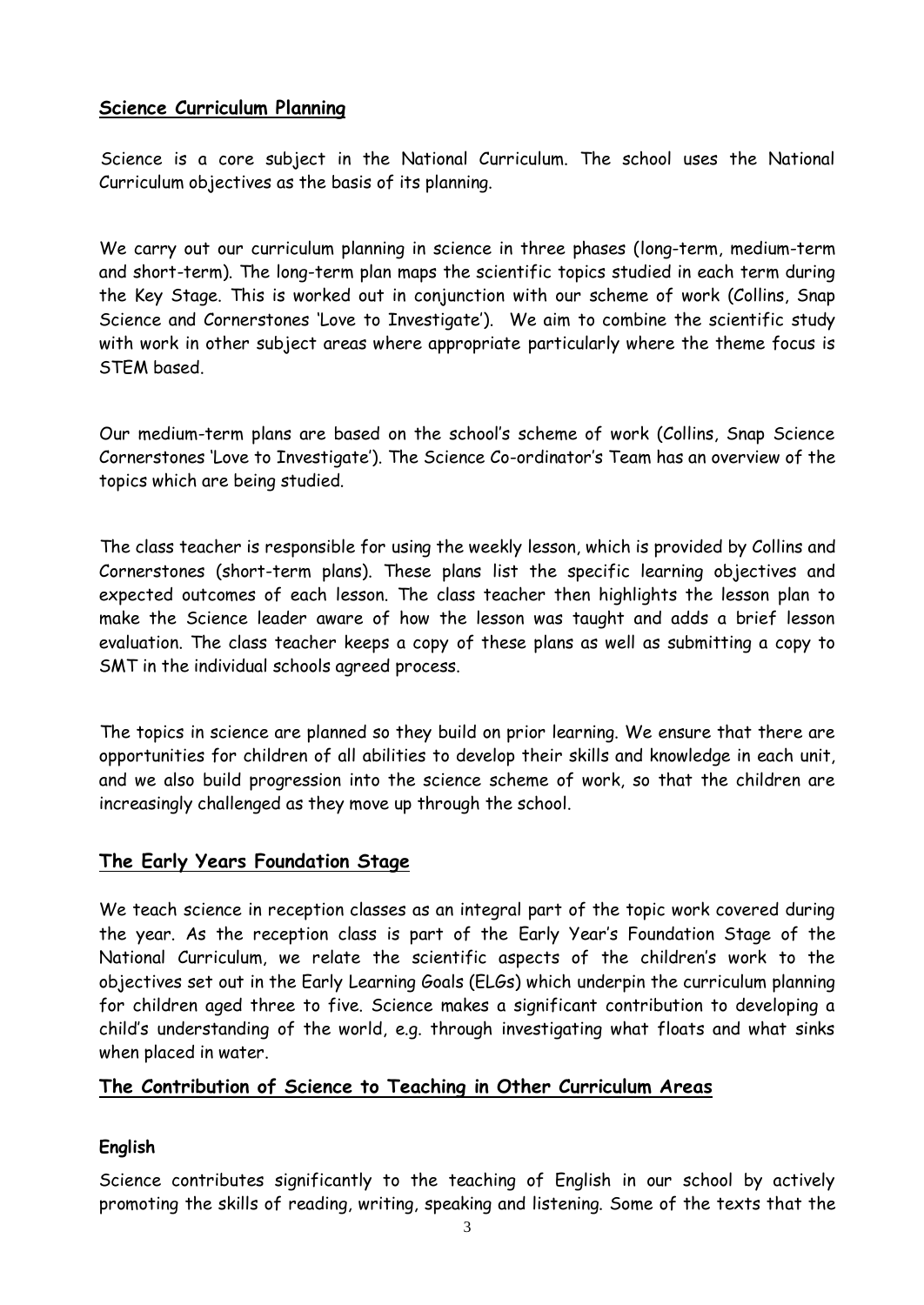## Science Curriculum Planning

Science is a core subject in the National Curriculum. The school uses the National Curriculum objectives as the basis of its planning.

We carry out our curriculum planning in science in three phases (long-term, medium-term and short-term). The long-term plan maps the scientific topics studied in each term during the Key Stage. This is worked out in conjunction with our scheme of work (Collins, Snap Science and Cornerstones 'Love to Investigate'). We aim to combine the scientific study with work in other subject areas where appropriate particularly where the theme focus is STEM based.

Our medium-term plans are based on the school's scheme of work (Collins, Snap Science Cornerstones 'Love to Investigate'). The Science Co-ordinator's Team has an overview of the topics which are being studied.

The class teacher is responsible for using the weekly lesson, which is provided by Collins and Cornerstones (short-term plans). These plans list the specific learning objectives and expected outcomes of each lesson. The class teacher then highlights the lesson plan to make the Science leader aware of how the lesson was taught and adds a brief lesson evaluation. The class teacher keeps a copy of these plans as well as submitting a copy to SMT in the individual schools agreed process.

The topics in science are planned so they build on prior learning. We ensure that there are opportunities for children of all abilities to develop their skills and knowledge in each unit, and we also build progression into the science scheme of work, so that the children are increasingly challenged as they move up through the school.

## The Early Years Foundation Stage

We teach science in reception classes as an integral part of the topic work covered during the year. As the reception class is part of the Early Year's Foundation Stage of the National Curriculum, we relate the scientific aspects of the children's work to the objectives set out in the Early Learning Goals (ELGs) which underpin the curriculum planning for children aged three to five. Science makes a significant contribution to developing a child's understanding of the world, e.g. through investigating what floats and what sinks when placed in water.

## The Contribution of Science to Teaching in Other Curriculum Areas

### English

Science contributes significantly to the teaching of English in our school by actively promoting the skills of reading, writing, speaking and listening. Some of the texts that the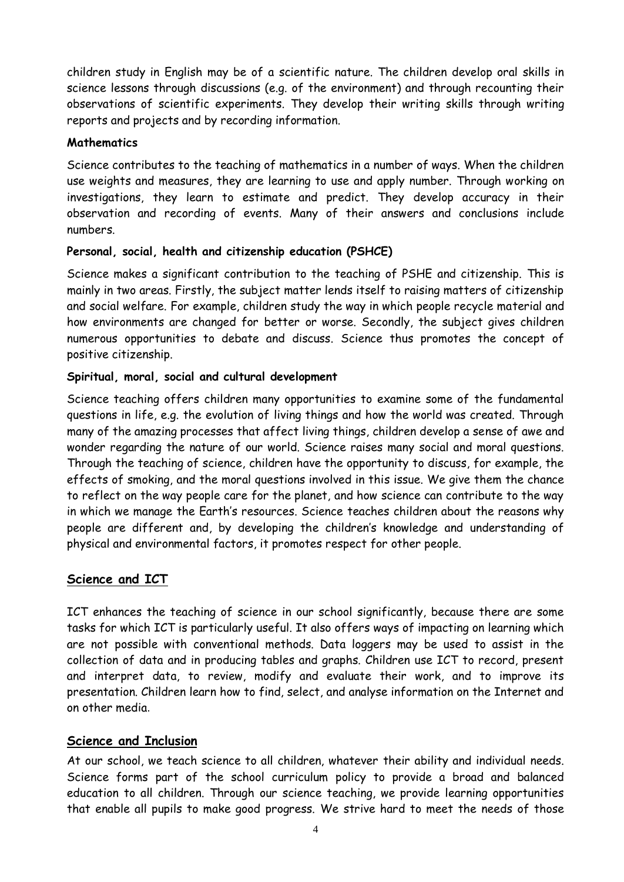children study in English may be of a scientific nature. The children develop oral skills in science lessons through discussions (e.g. of the environment) and through recounting their observations of scientific experiments. They develop their writing skills through writing reports and projects and by recording information.

**Mathematics**

Science contributes to the teaching of mathematics in a number of ways. When the children use weights and measures, they are learning to use and apply number. Through working on investigations, they learn to estimate and predict. They develop accuracy in their observation and recording of events. Many of their answers and conclusions include numbers.

**Personal, social, health and citizenship education (PSHCE)**

Science makes a significant contribution to the teaching of PSHE and citizenship. This is mainly in two areas. Firstly, the subject matter lends itself to raising matters of citizenship and social welfare. For example, children study the way in which people recycle material and how environments are changed for better or worse. Secondly, the subject gives children numerous opportunities to debate and discuss. Science thus promotes the concept of positive citizenship.

**Spiritual, moral, social and cultural development**

Science teaching offers children many opportunities to examine some of the fundamental questions in life, e.g. the evolution of living things and how the world was created. Through many of the amazing processes that affect living things, children develop a sense of awe and wonder regarding the nature of our world. Science raises many social and moral questions. Through the teaching of science, children have the opportunity to discuss, for example, the effects of smoking, and the moral questions involved in this issue. We give them the chance to reflect on the way people care for the planet, and how science can contribute to the way in which we manage the Earth's resources. Science teaches children about the reasons why people are different and, by developing the children's knowledge and understanding of physical and environmental factors, it promotes respect for other people.

## Science and ICT

ICT enhances the teaching of science in our school significantly, because there are some tasks for which ICT is particularly useful. It also offers ways of impacting on learning which are not possible with conventional methods. Data loggers may be used to assist in the collection of data and in producing tables and graphs. Children use ICT to record, present and interpret data, to review, modify and evaluate their work, and to improve its presentation. Children learn how to find, select, and analyse information on the Internet and on other media.

## Science and Inclusion

At our school, we teach science to all children, whatever their ability and individual needs. Science forms part of the school curriculum policy to provide a broad and balanced education to all children. Through our science teaching, we provide learning opportunities that enable all pupils to make good progress. We strive hard to meet the needs of those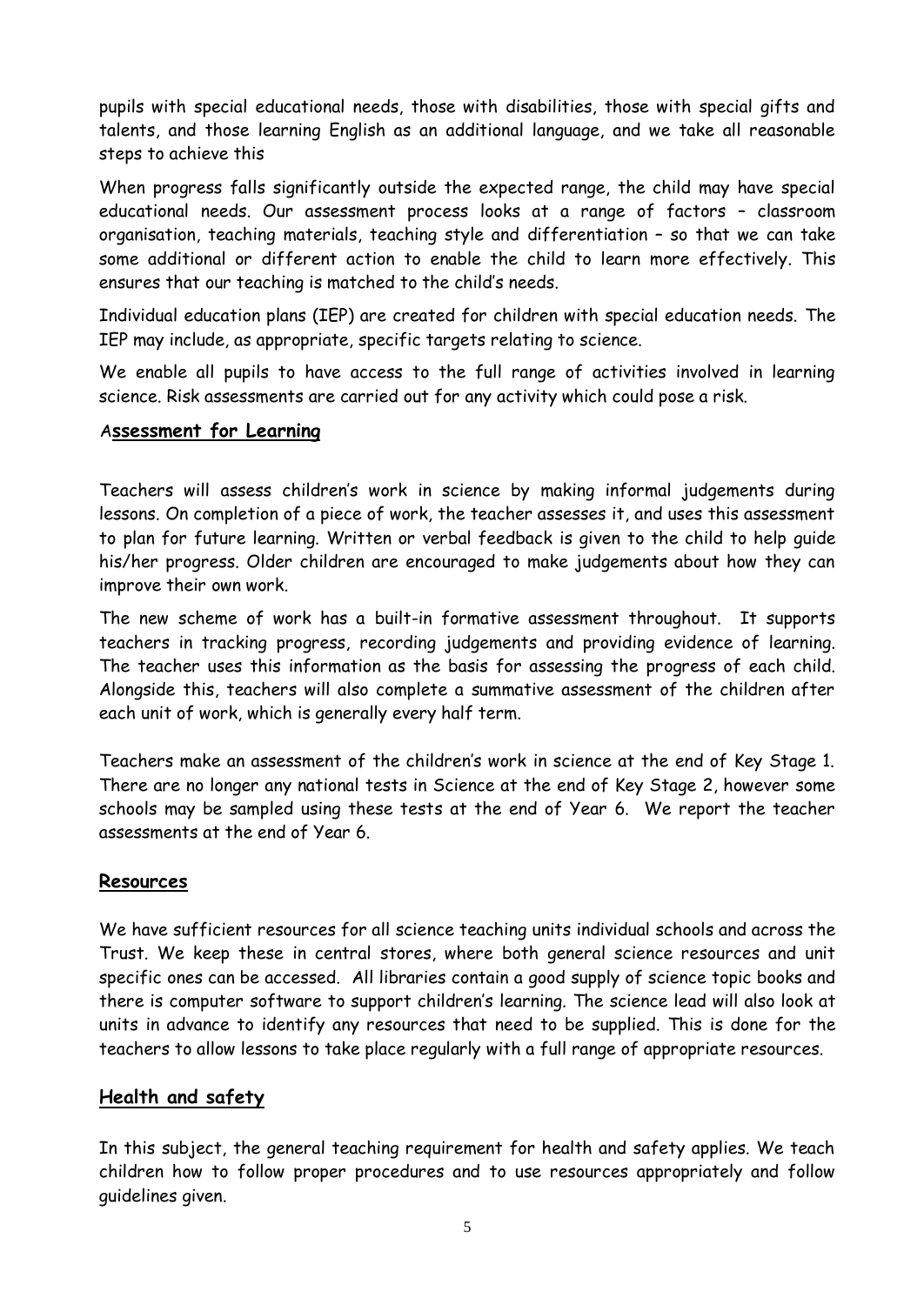pupils with special educational needs, those with disabilities, those with special gifts and talents, and those learning English as an additional language, and we take all reasonable steps to achieve this

When progress falls significantly outside the expected range, the child may have special educational needs. Our assessment process looks at a range of factors – classroom organisation, teaching materials, teaching style and differentiation – so that we can take some additional or different action to enable the child to learn more effectively. This ensures that our teaching is matched to the child's needs.

Individual education plans (IEP) are created for children with special education needs. The IEP may include, as appropriate, specific targets relating to science.

We enable all pupils to have access to the full range of activities involved in learning science. Risk assessments are carried out for any activity which could pose a risk.

## Assessment for Learning

Teachers will assess children's work in science by making informal judgements during lessons. On completion of a piece of work, the teacher assesses it, and uses this assessment to plan for future learning. Written or verbal feedback is given to the child to help guide his/her progress. Older children are encouraged to make judgements about how they can improve their own work.

The new scheme of work has a built-in formative assessment throughout. It supports teachers in tracking progress, recording judgements and providing evidence of learning. The teacher uses this information as the basis for assessing the progress of each child. Alongside this, teachers will also complete a summative assessment of the children after each unit of work, which is generally every half term.

Teachers make an assessment of the children's work in science at the end of Key Stage 1. There are no longer any national tests in Science at the end of Key Stage 2, however some schools may be sampled using these tests at the end of Year 6. We report the teacher assessments at the end of Year 6.

## Resources

We have sufficient resources for all science teaching units individual schools and across the Trust. We keep these in central stores, where both general science resources and unit specific ones can be accessed. All libraries contain a good supply of science topic books and there is computer software to support children's learning. The science lead will also look at units in advance to identify any resources that need to be supplied. This is done for the teachers to allow lessons to take place regularly with a full range of appropriate resources.

## Health and safety

In this subject, the general teaching requirement for health and safety applies. We teach children how to follow proper procedures and to use resources appropriately and follow guidelines given.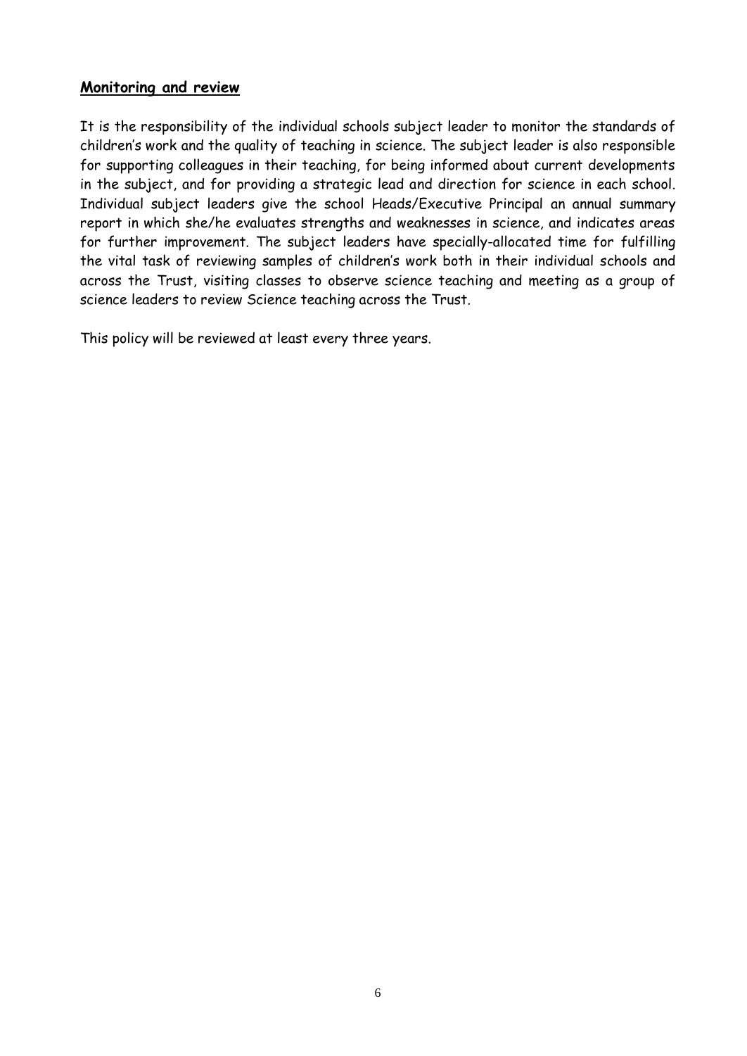## Monitoring and review

It is the responsibility of the individual schools subject leader to monitor the standards of children's work and the quality of teaching in science. The subject leader is also responsible for supporting colleagues in their teaching, for being informed about current developments in the subject, and for providing a strategic lead and direction for science in each school. Individual subject leaders give the school Heads/Executive Principal an annual summary report in which she/he evaluates strengths and weaknesses in science, and indicates areas for further improvement. The subject leaders have specially-allocated time for fulfilling the vital task of reviewing samples of children's work both in their individual schools and across the Trust, visiting classes to observe science teaching and meeting as a group of science leaders to review Science teaching across the Trust.

This policy will be reviewed at least every three years.